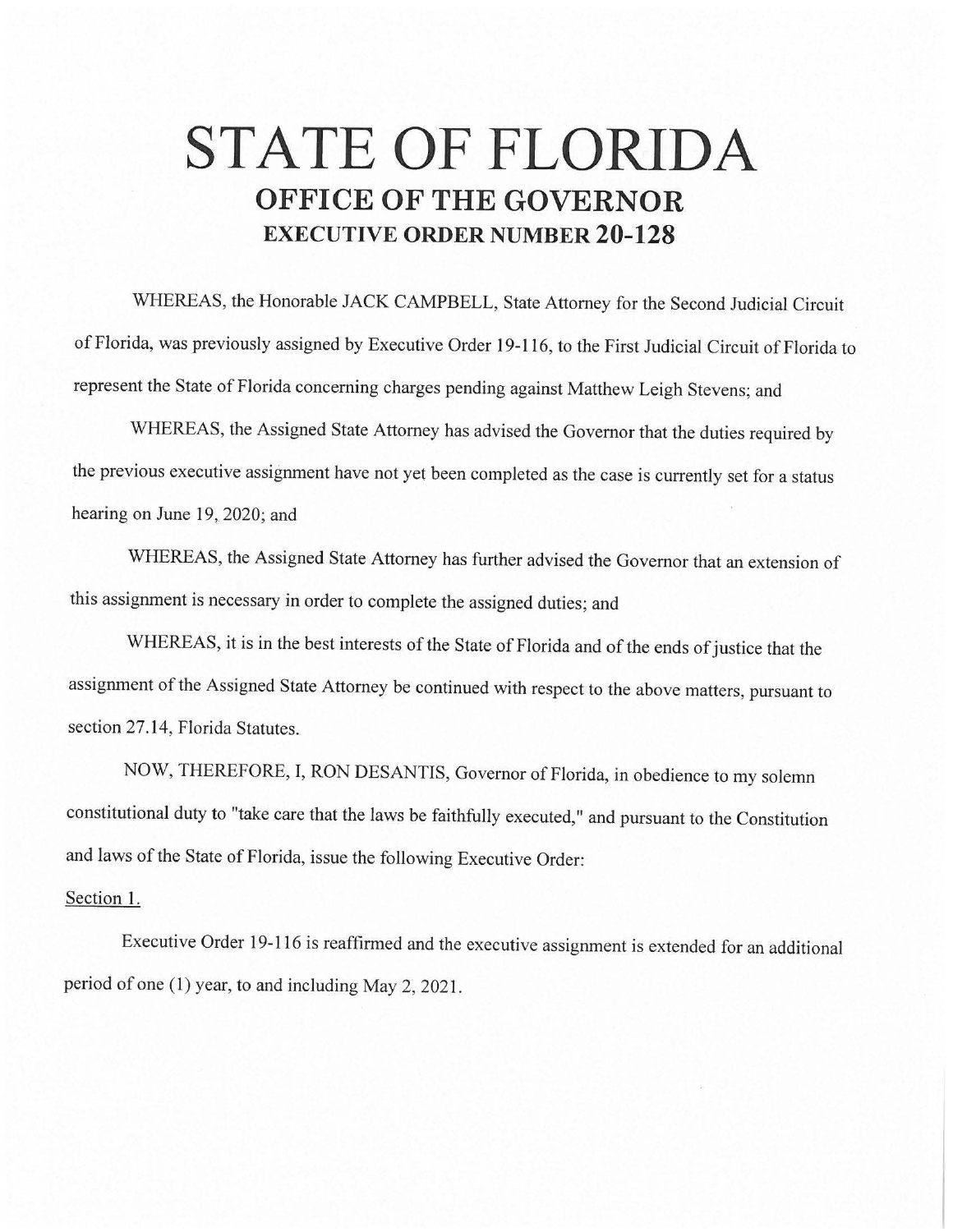# STATE OF FLORIDA

## OFFICE OF THE GOVERNOR

### EXECUTIVE ORDER NUMBER 20-128

WHEREAS, the Honorable JACK CAMPBELL, State Attorney for the Second Judicial Circuit of Florida, was previously assigned by Executive Order 19-116, to the First Judicial Circuit of Florida to represent the State of Florida concerning charges pending against Matthew Leigh Stevens; and

WHEREAS, the Assigned State Attorney has advised the Governor that the duties required by the previous executive assignment have not yet been completed as the case is currently set for a status hearing on June 19, 2020; and

WHEREAS, the Assigned State Attorney has further advised the Governor that an extension of this assignment is necessary in order to complete the assigned duties; and

WHEREAS, it is in the best interests of the State of Florida and of the ends of justice that the assignment of the Assigned State Attorney be continued with respect to the above matters, pursuant to section 27.14, Florida Statutes.

NOW, THEREFORE, I, RON DESANTIS, Governor of Florida, in obedience to my solemn constitutional duty to "take care that the laws be faithfully executed," and pursuant to the Constitution and laws of the State of Florida, issue the following Executive Order:

Section 1.

Executive Order 19-116 is reaffirmed and the executive assignment is extended for an additional period of one (1) year, to and including May 2, 2021.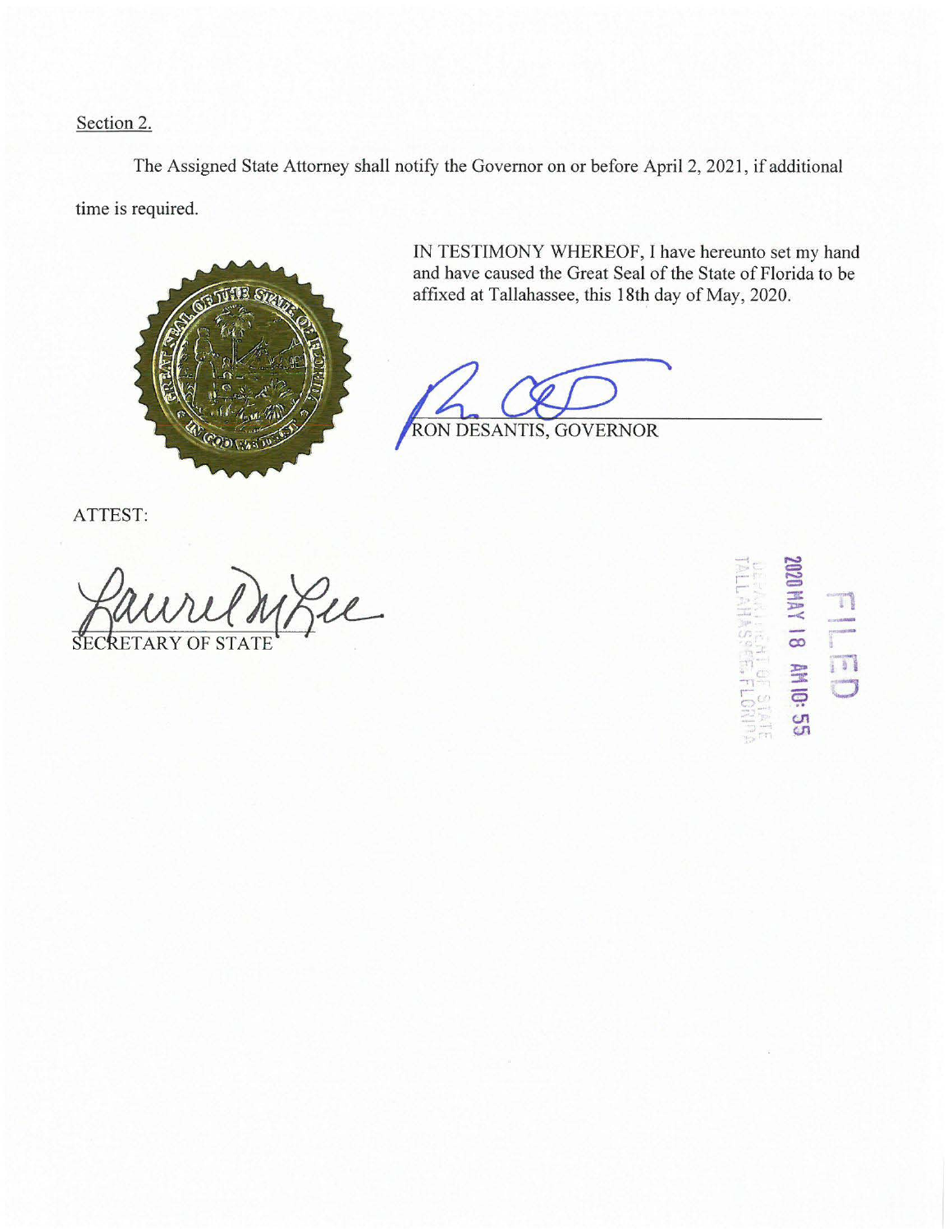Section 2.

The Assigned State Attorney shall notify the Governor on or before April 2, 2021, if additional time is required.

IN TESTIMONY WHEREOF, I have hereunto set my hand and have caused the Great Seal of the State of Florida to be affixed at Tallahassee, this 18th day of May, 2020.

RON DESANTIS, GOVERNOR

ATTEST:

SECRETARY OF STATE

FILED
2020 MAY 18 AM 10: 55
DEPARTMENT OF STATE
TALLAHASSEE, FLORIDA